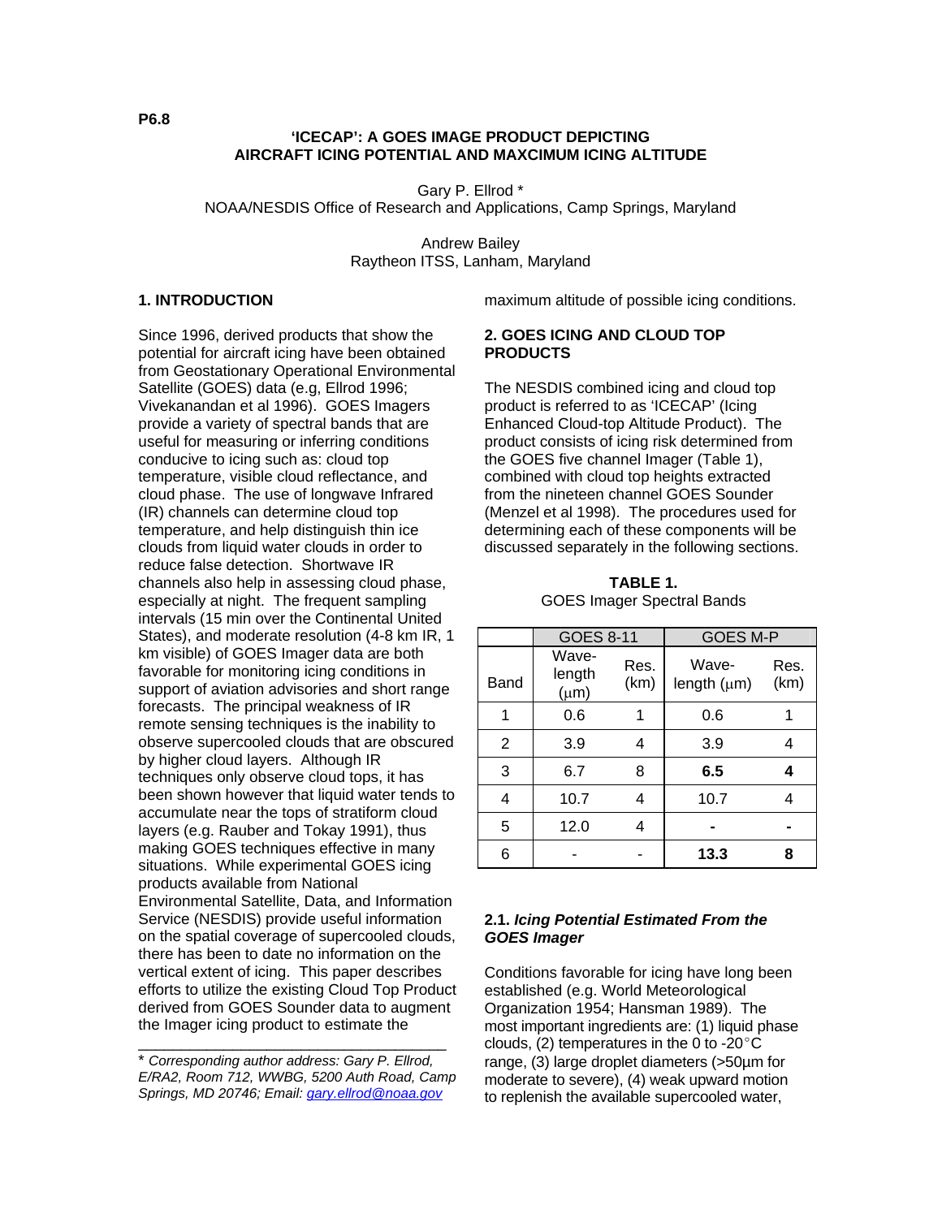P6.8

# 'ICECAP': A GOES IMAGE PRODUCT DEPICTING AIRCRAFT ICING POTENTIAL AND MAXCIMUM ICING ALTITUDE

Gary P. Ellrod *
NOAA/NESDIS Office of Research and Applications, Camp Springs, Maryland

Andrew Bailey
Raytheon ITSS, Lanham, Maryland

## 1. INTRODUCTION

Since 1996, derived products that show the potential for aircraft icing have been obtained from Geostationary Operational Environmental Satellite (GOES) data (e.g, Ellrod 1996; Vivekanandan et al 1996). GOES Imagers provide a variety of spectral bands that are useful for measuring or inferring conditions conducive to icing such as: cloud top temperature, visible cloud reflectance, and cloud phase. The use of longwave Infrared (IR) channels can determine cloud top temperature, and help distinguish thin ice clouds from liquid water clouds in order to reduce false detection. Shortwave IR channels also help in assessing cloud phase, especially at night. The frequent sampling intervals (15 min over the Continental United States), and moderate resolution (4-8 km IR, 1 km visible) of GOES Imager data are both favorable for monitoring icing conditions in support of aviation advisories and short range forecasts. The principal weakness of IR remote sensing techniques is the inability to observe supercooled clouds that are obscured by higher cloud layers. Although IR techniques only observe cloud tops, it has been shown however that liquid water tends to accumulate near the tops of stratiform cloud layers (e.g. Rauber and Tokay 1991), thus making GOES techniques effective in many situations. While experimental GOES icing products available from National Environmental Satellite, Data, and Information Service (NESDIS) provide useful information on the spatial coverage of supercooled clouds, there has been to date no information on the vertical extent of icing. This paper describes efforts to utilize the existing Cloud Top Product derived from GOES Sounder data to augment the Imager icing product to estimate the maximum altitude of possible icing conditions.

* *Corresponding author address: Gary P. Ellrod, E/RA2, Room 712, WWBG, 5200 Auth Road, Camp Springs, MD 20746; Email: gary.ellrod@noaa.gov*

## 2. GOES ICING AND CLOUD TOP PRODUCTS

The NESDIS combined icing and cloud top product is referred to as 'ICECAP' (Icing Enhanced Cloud-top Altitude Product). The product consists of icing risk determined from the GOES five channel Imager (Table 1), combined with cloud top heights extracted from the nineteen channel GOES Sounder (Menzel et al 1998). The procedures used for determining each of these components will be discussed separately in the following sections.

**TABLE 1.**
GOES Imager Spectral Bands

| | GOES 8-11 | | GOES M-P | |
|---|---|---|---|---|
| Band | Wave-length (μm) | Res. (km) | Wave-length (μm) | Res. (km) |
| 1 | 0.6 | 1 | 0.6 | 1 |
| 2 | 3.9 | 4 | 3.9 | 4 |
| 3 | 6.7 | 8 | **6.5** | **4** |
| 4 | 10.7 | 4 | 10.7 | 4 |
| 5 | 12.0 | 4 | **-** | **-** |
| 6 | - | - | **13.3** | **8** |

### 2.1. *Icing Potential Estimated From the GOES Imager*

Conditions favorable for icing have long been established (e.g. World Meteorological Organization 1954; Hansman 1989). The most important ingredients are: (1) liquid phase clouds, (2) temperatures in the 0 to -20°C range, (3) large droplet diameters (>50μm for moderate to severe), (4) weak upward motion to replenish the available supercooled water,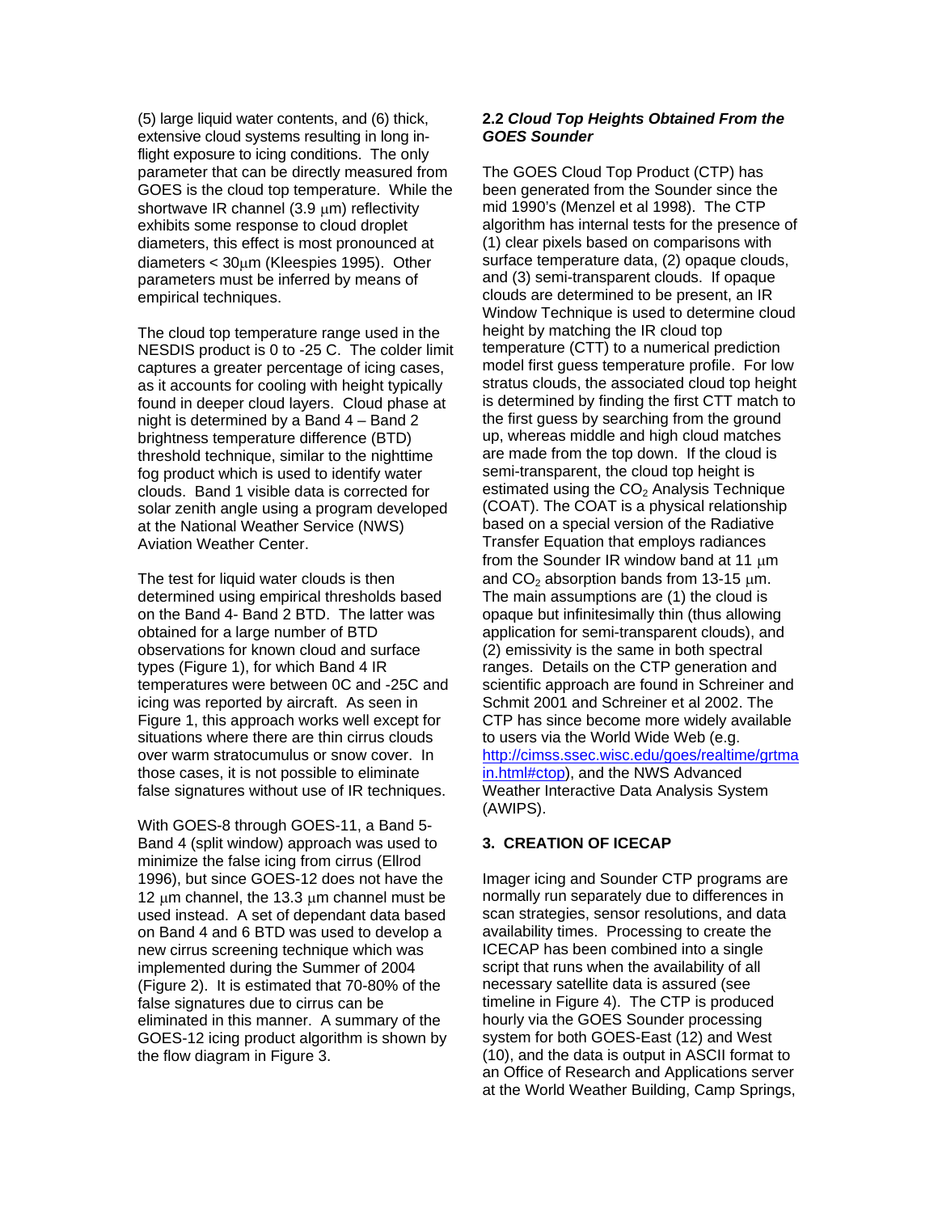(5) large liquid water contents, and (6) thick, extensive cloud systems resulting in long in-flight exposure to icing conditions. The only parameter that can be directly measured from GOES is the cloud top temperature. While the shortwave IR channel (3.9 μm) reflectivity exhibits some response to cloud droplet diameters, this effect is most pronounced at diameters < 30μm (Kleespies 1995). Other parameters must be inferred by means of empirical techniques.

The cloud top temperature range used in the NESDIS product is 0 to -25 C. The colder limit captures a greater percentage of icing cases, as it accounts for cooling with height typically found in deeper cloud layers. Cloud phase at night is determined by a Band 4 – Band 2 brightness temperature difference (BTD) threshold technique, similar to the nighttime fog product which is used to identify water clouds. Band 1 visible data is corrected for solar zenith angle using a program developed at the National Weather Service (NWS) Aviation Weather Center.

The test for liquid water clouds is then determined using empirical thresholds based on the Band 4- Band 2 BTD. The latter was obtained for a large number of BTD observations for known cloud and surface types (Figure 1), for which Band 4 IR temperatures were between 0C and -25C and icing was reported by aircraft. As seen in Figure 1, this approach works well except for situations where there are thin cirrus clouds over warm stratocumulus or snow cover. In those cases, it is not possible to eliminate false signatures without use of IR techniques.

With GOES-8 through GOES-11, a Band 5- Band 4 (split window) approach was used to minimize the false icing from cirrus (Ellrod 1996), but since GOES-12 does not have the 12 μm channel, the 13.3 μm channel must be used instead. A set of dependant data based on Band 4 and 6 BTD was used to develop a new cirrus screening technique which was implemented during the Summer of 2004 (Figure 2). It is estimated that 70-80% of the false signatures due to cirrus can be eliminated in this manner. A summary of the GOES-12 icing product algorithm is shown by the flow diagram in Figure 3.

### 2.2 *Cloud Top Heights Obtained From the GOES Sounder*

The GOES Cloud Top Product (CTP) has been generated from the Sounder since the mid 1990's (Menzel et al 1998). The CTP algorithm has internal tests for the presence of (1) clear pixels based on comparisons with surface temperature data, (2) opaque clouds, and (3) semi-transparent clouds. If opaque clouds are determined to be present, an IR Window Technique is used to determine cloud height by matching the IR cloud top temperature (CTT) to a numerical prediction model first guess temperature profile. For low stratus clouds, the associated cloud top height is determined by finding the first CTT match to the first guess by searching from the ground up, whereas middle and high cloud matches are made from the top down. If the cloud is semi-transparent, the cloud top height is estimated using the $CO_2$ Analysis Technique (COAT). The COAT is a physical relationship based on a special version of the Radiative Transfer Equation that employs radiances from the Sounder IR window band at 11 μm and $CO_2$ absorption bands from 13-15 μm. The main assumptions are (1) the cloud is opaque but infinitesimally thin (thus allowing application for semi-transparent clouds), and (2) emissivity is the same in both spectral ranges. Details on the CTP generation and scientific approach are found in Schreiner and Schmit 2001 and Schreiner et al 2002. The CTP has since become more widely available to users via the World Wide Web (e.g. http://cimss.ssec.wisc.edu/goes/realtime/grtmain.html#ctop), and the NWS Advanced Weather Interactive Data Analysis System (AWIPS).

## 3. CREATION OF ICECAP

Imager icing and Sounder CTP programs are normally run separately due to differences in scan strategies, sensor resolutions, and data availability times. Processing to create the ICECAP has been combined into a single script that runs when the availability of all necessary satellite data is assured (see timeline in Figure 4). The CTP is produced hourly via the GOES Sounder processing system for both GOES-East (12) and West (10), and the data is output in ASCII format to an Office of Research and Applications server at the World Weather Building, Camp Springs,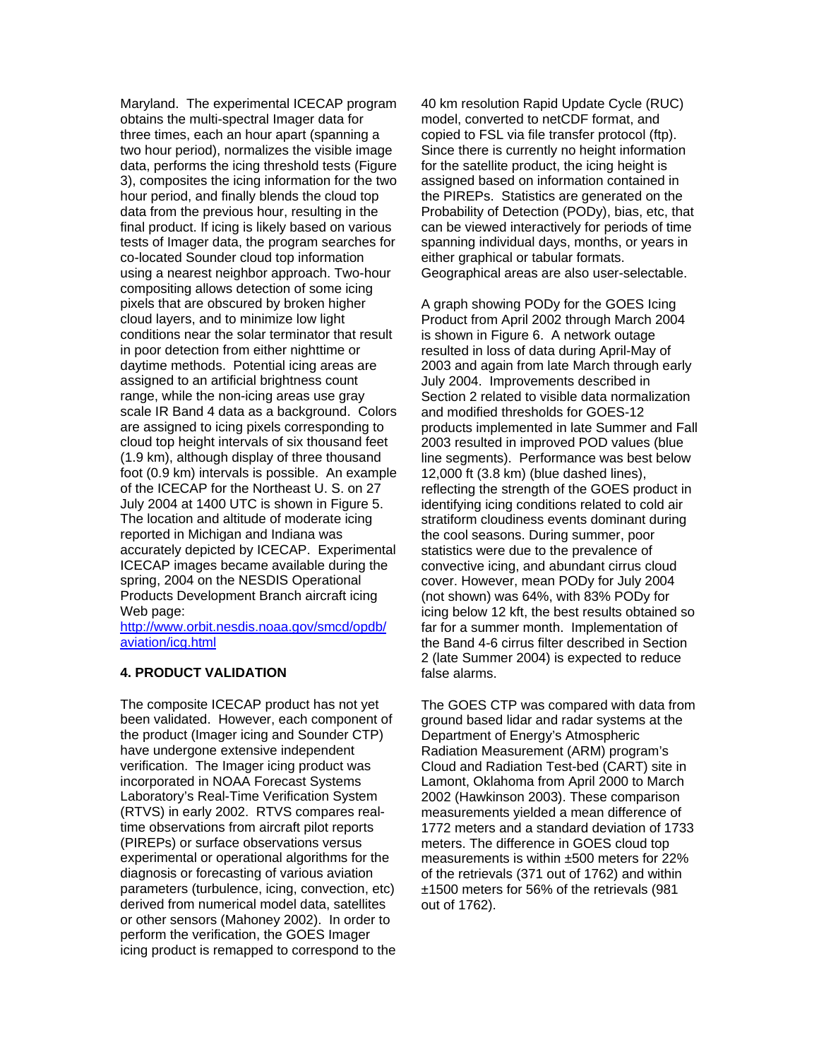Maryland. The experimental ICECAP program obtains the multi-spectral Imager data for three times, each an hour apart (spanning a two hour period), normalizes the visible image data, performs the icing threshold tests (Figure 3), composites the icing information for the two hour period, and finally blends the cloud top data from the previous hour, resulting in the final product. If icing is likely based on various tests of Imager data, the program searches for co-located Sounder cloud top information using a nearest neighbor approach. Two-hour compositing allows detection of some icing pixels that are obscured by broken higher cloud layers, and to minimize low light conditions near the solar terminator that result in poor detection from either nighttime or daytime methods. Potential icing areas are assigned to an artificial brightness count range, while the non-icing areas use gray scale IR Band 4 data as a background. Colors are assigned to icing pixels corresponding to cloud top height intervals of six thousand feet (1.9 km), although display of three thousand foot (0.9 km) intervals is possible. An example of the ICECAP for the Northeast U. S. on 27 July 2004 at 1400 UTC is shown in Figure 5. The location and altitude of moderate icing reported in Michigan and Indiana was accurately depicted by ICECAP. Experimental ICECAP images became available during the spring, 2004 on the NESDIS Operational Products Development Branch aircraft icing Web page:
http://www.orbit.nesdis.noaa.gov/smcd/opdb/aviation/icg.html

## 4. PRODUCT VALIDATION

The composite ICECAP product has not yet been validated. However, each component of the product (Imager icing and Sounder CTP) have undergone extensive independent verification. The Imager icing product was incorporated in NOAA Forecast Systems Laboratory's Real-Time Verification System (RTVS) in early 2002. RTVS compares real-time observations from aircraft pilot reports (PIREPs) or surface observations versus experimental or operational algorithms for the diagnosis or forecasting of various aviation parameters (turbulence, icing, convection, etc) derived from numerical model data, satellites or other sensors (Mahoney 2002). In order to perform the verification, the GOES Imager icing product is remapped to correspond to the 40 km resolution Rapid Update Cycle (RUC) model, converted to netCDF format, and copied to FSL via file transfer protocol (ftp). Since there is currently no height information for the satellite product, the icing height is assigned based on information contained in the PIREPs. Statistics are generated on the Probability of Detection (PODy), bias, etc, that can be viewed interactively for periods of time spanning individual days, months, or years in either graphical or tabular formats. Geographical areas are also user-selectable.

A graph showing PODy for the GOES Icing Product from April 2002 through March 2004 is shown in Figure 6. A network outage resulted in loss of data during April-May of 2003 and again from late March through early July 2004. Improvements described in Section 2 related to visible data normalization and modified thresholds for GOES-12 products implemented in late Summer and Fall 2003 resulted in improved POD values (blue line segments). Performance was best below 12,000 ft (3.8 km) (blue dashed lines), reflecting the strength of the GOES product in identifying icing conditions related to cold air stratiform cloudiness events dominant during the cool seasons. During summer, poor statistics were due to the prevalence of convective icing, and abundant cirrus cloud cover. However, mean PODy for July 2004 (not shown) was 64%, with 83% PODy for icing below 12 kft, the best results obtained so far for a summer month. Implementation of the Band 4-6 cirrus filter described in Section 2 (late Summer 2004) is expected to reduce false alarms.

The GOES CTP was compared with data from ground based lidar and radar systems at the Department of Energy's Atmospheric Radiation Measurement (ARM) program's Cloud and Radiation Test-bed (CART) site in Lamont, Oklahoma from April 2000 to March 2002 (Hawkinson 2003). These comparison measurements yielded a mean difference of 1772 meters and a standard deviation of 1733 meters. The difference in GOES cloud top measurements is within ±500 meters for 22% of the retrievals (371 out of 1762) and within ±1500 meters for 56% of the retrievals (981 out of 1762).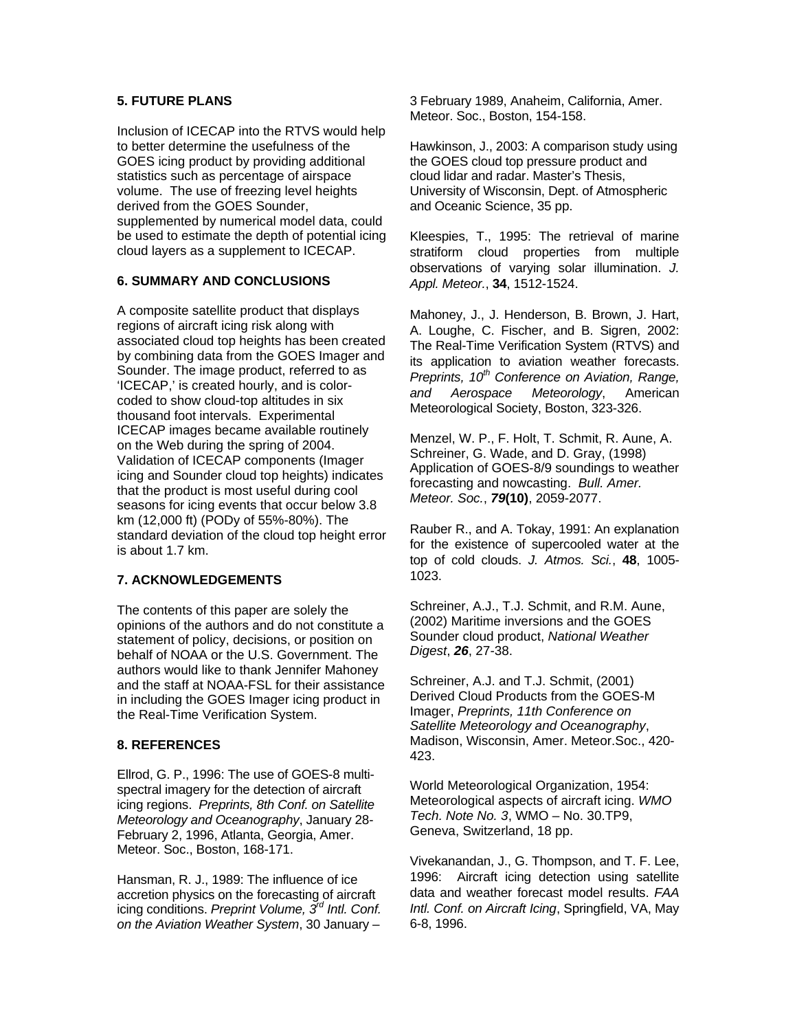## 5. FUTURE PLANS

Inclusion of ICECAP into the RTVS would help to better determine the usefulness of the GOES icing product by providing additional statistics such as percentage of airspace volume. The use of freezing level heights derived from the GOES Sounder, supplemented by numerical model data, could be used to estimate the depth of potential icing cloud layers as a supplement to ICECAP.

## 6. SUMMARY AND CONCLUSIONS

A composite satellite product that displays regions of aircraft icing risk along with associated cloud top heights has been created by combining data from the GOES Imager and Sounder. The image product, referred to as 'ICECAP,' is created hourly, and is color-coded to show cloud-top altitudes in six thousand foot intervals. Experimental ICECAP images became available routinely on the Web during the spring of 2004. Validation of ICECAP components (Imager icing and Sounder cloud top heights) indicates that the product is most useful during cool seasons for icing events that occur below 3.8 km (12,000 ft) (PODy of 55%-80%). The standard deviation of the cloud top height error is about 1.7 km.

## 7. ACKNOWLEDGEMENTS

The contents of this paper are solely the opinions of the authors and do not constitute a statement of policy, decisions, or position on behalf of NOAA or the U.S. Government. The authors would like to thank Jennifer Mahoney and the staff at NOAA-FSL for their assistance in including the GOES Imager icing product in the Real-Time Verification System.

## 8. REFERENCES

Ellrod, G. P., 1996: The use of GOES-8 multi-spectral imagery for the detection of aircraft icing regions. *Preprints, 8th Conf. on Satellite Meteorology and Oceanography*, January 28-February 2, 1996, Atlanta, Georgia, Amer. Meteor. Soc., Boston, 168-171.

Hansman, R. J., 1989: The influence of ice accretion physics on the forecasting of aircraft icing conditions. *Preprint Volume, 3rd Intl. Conf. on the Aviation Weather System*, 30 January – 3 February 1989, Anaheim, California, Amer. Meteor. Soc., Boston, 154-158.

Hawkinson, J., 2003: A comparison study using the GOES cloud top pressure product and cloud lidar and radar. Master's Thesis, University of Wisconsin, Dept. of Atmospheric and Oceanic Science, 35 pp.

Kleespies, T., 1995: The retrieval of marine stratiform cloud properties from multiple observations of varying solar illumination. *J. Appl. Meteor.*, **34**, 1512-1524.

Mahoney, J., J. Henderson, B. Brown, J. Hart, A. Loughe, C. Fischer, and B. Sigren, 2002: The Real-Time Verification System (RTVS) and its application to aviation weather forecasts. *Preprints, 10th Conference on Aviation, Range, and Aerospace Meteorology*, American Meteorological Society, Boston, 323-326.

Menzel, W. P., F. Holt, T. Schmit, R. Aune, A. Schreiner, G. Wade, and D. Gray, (1998) Application of GOES-8/9 soundings to weather forecasting and nowcasting. *Bull. Amer. Meteor. Soc.*, ***79*****(10)**, 2059-2077.

Rauber R., and A. Tokay, 1991: An explanation for the existence of supercooled water at the top of cold clouds. *J. Atmos. Sci.*, **48**, 1005-1023.

Schreiner, A.J., T.J. Schmit, and R.M. Aune, (2002) Maritime inversions and the GOES Sounder cloud product, *National Weather Digest*, ***26***, 27-38.

Schreiner, A.J. and T.J. Schmit, (2001) Derived Cloud Products from the GOES-M Imager, *Preprints, 11th Conference on Satellite Meteorology and Oceanography*, Madison, Wisconsin, Amer. Meteor.Soc., 420-423.

World Meteorological Organization, 1954: Meteorological aspects of aircraft icing. *WMO Tech. Note No. 3*, WMO – No. 30.TP9, Geneva, Switzerland, 18 pp.

Vivekanandan, J., G. Thompson, and T. F. Lee, 1996: Aircraft icing detection using satellite data and weather forecast model results. *FAA Intl. Conf. on Aircraft Icing*, Springfield, VA, May 6-8, 1996.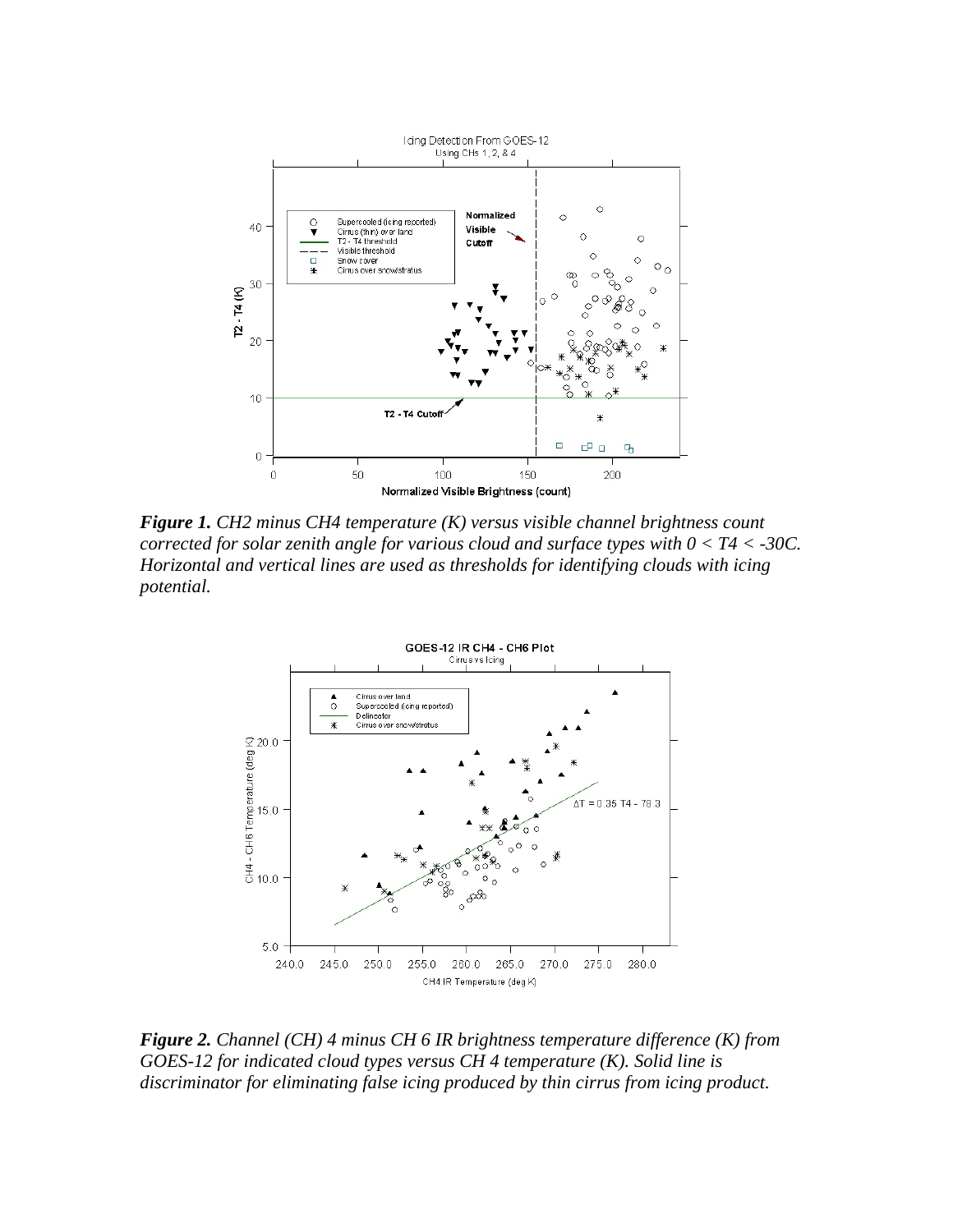***Figure 1.*** *CH2 minus CH4 temperature (K) versus visible channel brightness count corrected for solar zenith angle for various cloud and surface types with 0 < T4 < -30C. Horizontal and vertical lines are used as thresholds for identifying clouds with icing potential.*

***Figure 2.*** *Channel (CH) 4 minus CH 6 IR brightness temperature difference (K) from GOES-12 for indicated cloud types versus CH 4 temperature (K). Solid line is discriminator for eliminating false icing produced by thin cirrus from icing product.*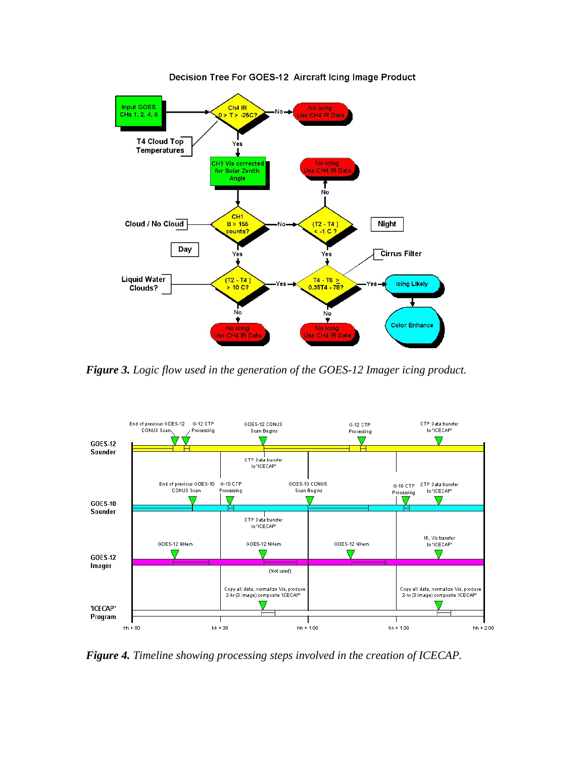*Figure 3. Logic flow used in the generation of the GOES-12 Imager icing product.*

*Figure 4. Timeline showing processing steps involved in the creation of ICECAP.*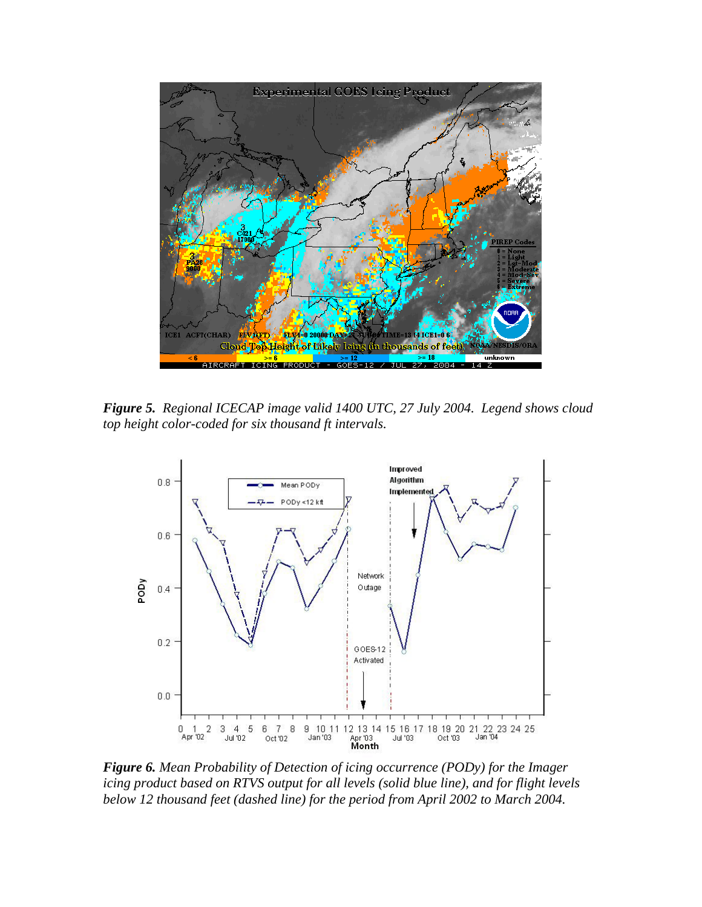Experimental GOES Icing Product

3
C421
17000

3
PA28
9000

PIREP Codes
0 = None
1 = Light
2 = Lgt-Mod
3 = Moderate
4 = Mod-Sev
5 = Severe
6 = Extreme

ICE1 ACFT(CHAR) FLV(KFT) FLVL=0 20000 DAY=27 JUL04 TIME=13 14 ICE1=0 6

Cloud Top Height of Likely Icing (in thousands of feet) NOAA/NESDIS/ORA

< 6 >= 6 >= 12 >= 18 unknown

AIRCRAFT ICING PRODUCT - GOES-12 / JUL 27, 2004 - 14 Z

***Figure 5.*** *Regional ICECAP image valid 1400 UTC, 27 July 2004. Legend shows cloud top height color-coded for six thousand ft intervals.*

Mean PODy

PODy <12 kft

Improved Algorithm Implemented

Network Outage

GOES-12 Activated

PODy

0.0 0.2 0.4 0.6 0.8

0 1 2 3 4 5 6 7 8 9 10 11 12 13 14 15 16 17 18 19 20 21 22 23 24 25

Apr '02 Jul '02 Oct '02 Jan '03 Apr '03 Jul '03 Oct '03 Jan '04

Month

***Figure 6.*** *Mean Probability of Detection of icing occurrence (PODy) for the Imager icing product based on RTVS output for all levels (solid blue line), and for flight levels below 12 thousand feet (dashed line) for the period from April 2002 to March 2004.*